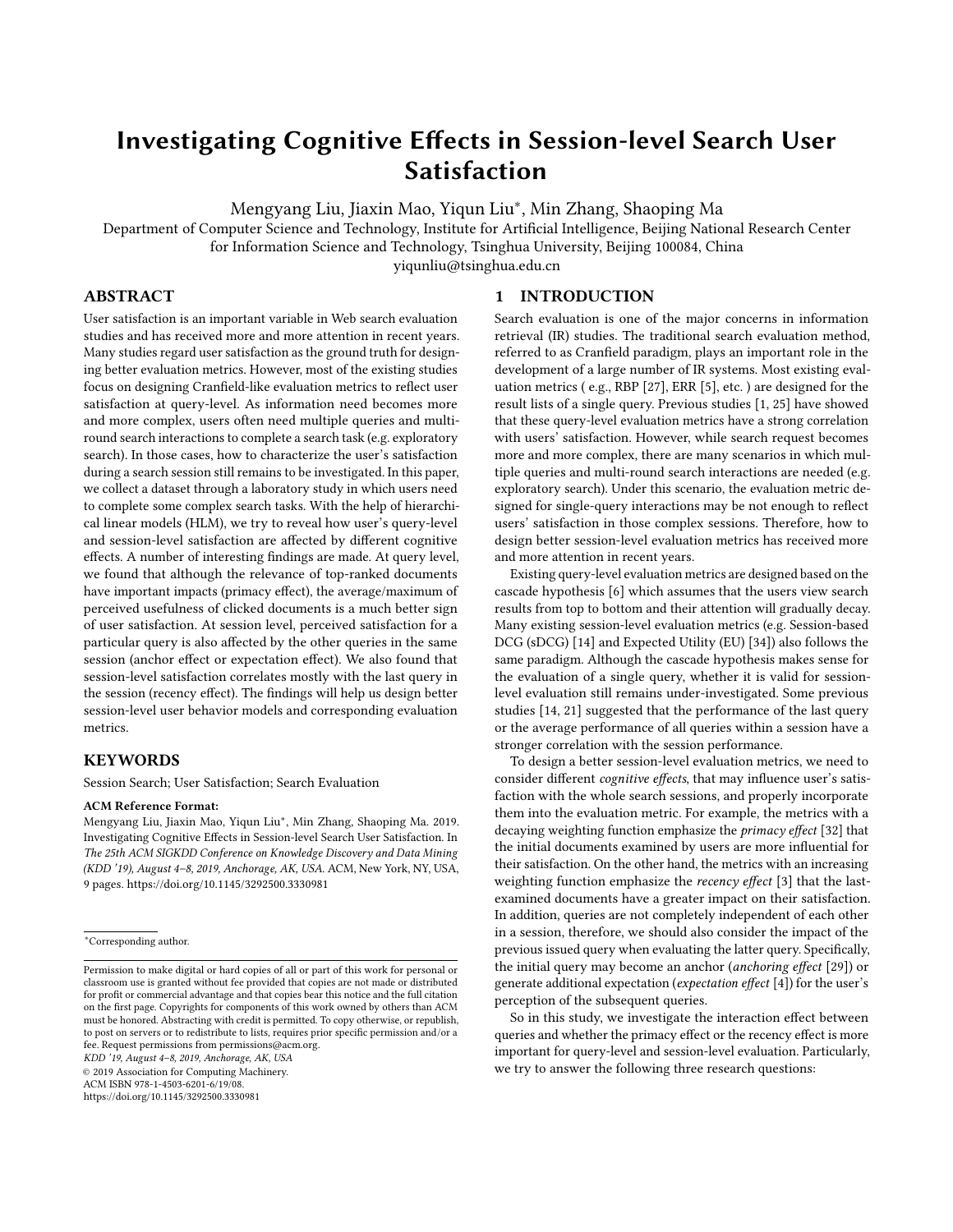# Investigating Cognitive Effects in Session-level Search User Satisfaction

Mengyang Liu, Jiaxin Mao, Yiqun Liu*, Min Zhang, Shaoping Ma

Department of Computer Science and Technology, Institute for Artificial Intelligence, Beijing National Research Center for Information Science and Technology, Tsinghua University, Beijing 100084, China

yiqunliu@tsinghua.edu.cn

## ABSTRACT

User satisfaction is an important variable in Web search evaluation studies and has received more and more attention in recent years. Many studies regard user satisfaction as the ground truth for designing better evaluation metrics. However, most of the existing studies focus on designing Cranfield-like evaluation metrics to reflect user satisfaction at query-level. As information need becomes more and more complex, users often need multiple queries and multi-round search interactions to complete a search task (e.g. exploratory search). In those cases, how to characterize the user's satisfaction during a search session still remains to be investigated. In this paper, we collect a dataset through a laboratory study in which users need to complete some complex search tasks. With the help of hierarchical linear models (HLM), we try to reveal how user's query-level and session-level satisfaction are affected by different cognitive effects. A number of interesting findings are made. At query level, we found that although the relevance of top-ranked documents have important impacts (primacy effect), the average/maximum of perceived usefulness of clicked documents is a much better sign of user satisfaction. At session level, perceived satisfaction for a particular query is also affected by the other queries in the same session (anchor effect or expectation effect). We also found that session-level satisfaction correlates mostly with the last query in the session (recency effect). The findings will help us design better session-level user behavior models and corresponding evaluation metrics.

## KEYWORDS

Session Search; User Satisfaction; Search Evaluation

**ACM Reference Format:**

Mengyang Liu, Jiaxin Mao, Yiqun Liu*, Min Zhang, Shaoping Ma. 2019. Investigating Cognitive Effects in Session-level Search User Satisfaction. In *The 25th ACM SIGKDD Conference on Knowledge Discovery and Data Mining (KDD '19), August 4–8, 2019, Anchorage, AK, USA.* ACM, New York, NY, USA, 9 pages. https://doi.org/10.1145/3292500.3330981

*Corresponding author.

Permission to make digital or hard copies of all or part of this work for personal or classroom use is granted without fee provided that copies are not made or distributed for profit or commercial advantage and that copies bear this notice and the full citation on the first page. Copyrights for components of this work owned by others than ACM must be honored. Abstracting with credit is permitted. To copy otherwise, or republish, to post on servers or to redistribute to lists, requires prior specific permission and/or a fee. Request permissions from permissions@acm.org.

*KDD '19, August 4–8, 2019, Anchorage, AK, USA*

© 2019 Association for Computing Machinery.

ACM ISBN 978-1-4503-6201-6/19/08.

https://doi.org/10.1145/3292500.3330981

## 1 INTRODUCTION

Search evaluation is one of the major concerns in information retrieval (IR) studies. The traditional search evaluation method, referred to as Cranfield paradigm, plays an important role in the development of a large number of IR systems. Most existing evaluation metrics ( e.g., RBP [27], ERR [5], etc. ) are designed for the result lists of a single query. Previous studies [1, 25] have showed that these query-level evaluation metrics have a strong correlation with users' satisfaction. However, while search request becomes more and more complex, there are many scenarios in which multiple queries and multi-round search interactions are needed (e.g. exploratory search). Under this scenario, the evaluation metric designed for single-query interactions may be not enough to reflect users' satisfaction in those complex sessions. Therefore, how to design better session-level evaluation metrics has received more and more attention in recent years.

Existing query-level evaluation metrics are designed based on the cascade hypothesis [6] which assumes that the users view search results from top to bottom and their attention will gradually decay. Many existing session-level evaluation metrics (e.g. Session-based DCG (sDCG) [14] and Expected Utility (EU) [34]) also follows the same paradigm. Although the cascade hypothesis makes sense for the evaluation of a single query, whether it is valid for session-level evaluation still remains under-investigated. Some previous studies [14, 21] suggested that the performance of the last query or the average performance of all queries within a session have a stronger correlation with the session performance.

To design a better session-level evaluation metrics, we need to consider different *cognitive effects*, that may influence user's satisfaction with the whole search sessions, and properly incorporate them into the evaluation metric. For example, the metrics with a decaying weighting function emphasize the *primacy effect* [32] that the initial documents examined by users are more influential for their satisfaction. On the other hand, the metrics with an increasing weighting function emphasize the *recency effect* [3] that the last-examined documents have a greater impact on their satisfaction. In addition, queries are not completely independent of each other in a session, therefore, we should also consider the impact of the previous issued query when evaluating the latter query. Specifically, the initial query may become an anchor (*anchoring effect* [29]) or generate additional expectation (*expectation effect* [4]) for the user's perception of the subsequent queries.

So in this study, we investigate the interaction effect between queries and whether the primacy effect or the recency effect is more important for query-level and session-level evaluation. Particularly, we try to answer the following three research questions: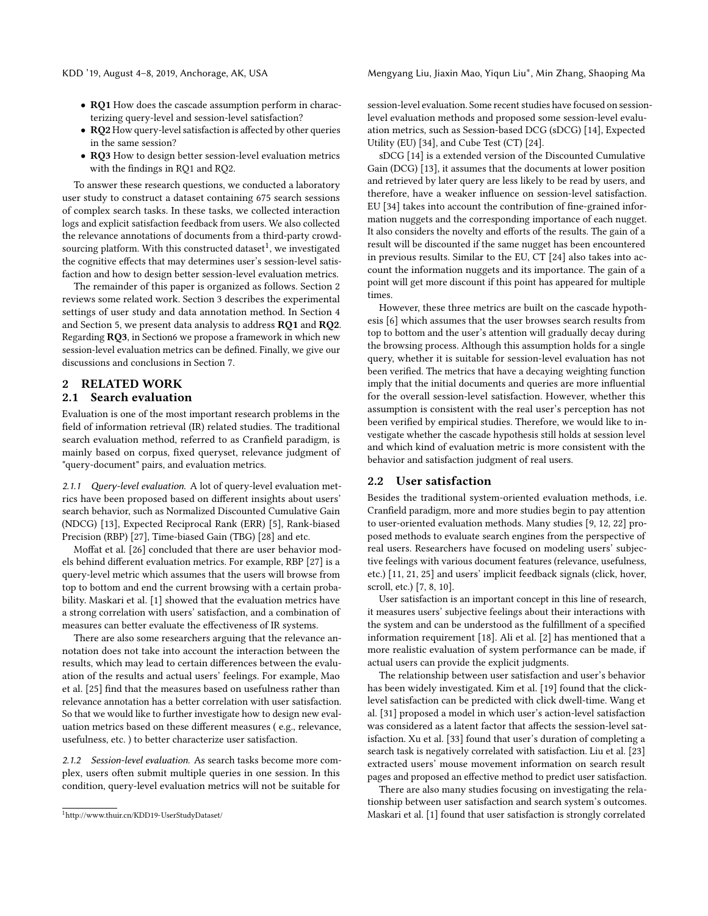- **RQ1** How does the cascade assumption perform in characterizing query-level and session-level satisfaction?
- **RQ2** How query-level satisfaction is affected by other queries in the same session?
- **RQ3** How to design better session-level evaluation metrics with the findings in RQ1 and RQ2.

To answer these research questions, we conducted a laboratory user study to construct a dataset containing 675 search sessions of complex search tasks. In these tasks, we collected interaction logs and explicit satisfaction feedback from users. We also collected the relevance annotations of documents from a third-party crowdsourcing platform. With this constructed dataset[1], we investigated the cognitive effects that may determine user's session-level satisfaction and how to design better session-level evaluation metrics.

The remainder of this paper is organized as follows. Section 2 reviews some related work. Section 3 describes the experimental settings of user study and data annotation method. In Section 4 and Section 5, we present data analysis to address **RQ1** and **RQ2**. Regarding **RQ3**, in Section6 we propose a framework in which new session-level evaluation metrics can be defined. Finally, we give our discussions and conclusions in Section 7.

## 2 RELATED WORK

### 2.1 Search evaluation

Evaluation is one of the most important research problems in the field of information retrieval (IR) related studies. The traditional search evaluation method, referred to as Cranfield paradigm, is mainly based on corpus, fixed queryset, relevance judgment of "query-document" pairs, and evaluation metrics.

*2.1.1 Query-level evaluation.* A lot of query-level evaluation metrics have been proposed based on different insights about users' search behavior, such as Normalized Discounted Cumulative Gain (NDCG) [13], Expected Reciprocal Rank (ERR) [5], Rank-biased Precision (RBP) [27], Time-biased Gain (TBG) [28] and etc.

Moffat et al. [26] concluded that there are user behavior models behind different evaluation metrics. For example, RBP [27] is a query-level metric which assumes that the users will browse from top to bottom and end the current browsing with a certain probability. Maskari et al. [1] showed that the evaluation metrics have a strong correlation with users' satisfaction, and a combination of measures can better evaluate the effectiveness of IR systems.

There are also some researchers arguing that the relevance annotation does not take into account the interaction between the results, which may lead to certain differences between the evaluation of the results and actual users' feelings. For example, Mao et al. [25] find that the measures based on usefulness rather than relevance annotation has a better correlation with user satisfaction. So that we would like to further investigate how to design new evaluation metrics based on these different measures ( e.g., relevance, usefulness, etc. ) to better characterize user satisfaction.

*2.1.2 Session-level evaluation.* As search tasks become more complex, users often submit multiple queries in one session. In this condition, query-level evaluation metrics will not be suitable for session-level evaluation. Some recent studies have focused on session-level evaluation methods and proposed some session-level evaluation metrics, such as Session-based DCG (sDCG) [14], Expected Utility (EU) [34], and Cube Test (CT) [24].

sDCG [14] is a extended version of the Discounted Cumulative Gain (DCG) [13], it assumes that the documents at lower position and retrieved by later query are less likely to be read by users, and therefore, have a weaker influence on session-level satisfaction. EU [34] takes into account the contribution of fine-grained information nuggets and the corresponding importance of each nugget. It also considers the novelty and efforts of the results. The gain of a result will be discounted if the same nugget has been encountered in previous results. Similar to the EU, CT [24] also takes into account the information nuggets and its importance. The gain of a point will get more discount if this point has appeared for multiple times.

However, these three metrics are built on the cascade hypothesis [6] which assumes that the user browses search results from top to bottom and the user's attention will gradually decay during the browsing process. Although this assumption holds for a single query, whether it is suitable for session-level evaluation has not been verified. The metrics that have a decaying weighting function imply that the initial documents and queries are more influential for the overall session-level satisfaction. However, whether this assumption is consistent with the real user's perception has not been verified by empirical studies. Therefore, we would like to investigate whether the cascade hypothesis still holds at session level and which kind of evaluation metric is more consistent with the behavior and satisfaction judgment of real users.

### 2.2 User satisfaction

Besides the traditional system-oriented evaluation methods, i.e. Cranfield paradigm, more and more studies begin to pay attention to user-oriented evaluation methods. Many studies [9, 12, 22] proposed methods to evaluate search engines from the perspective of real users. Researchers have focused on modeling users' subjective feelings with various document features (relevance, usefulness, etc.) [11, 21, 25] and users' implicit feedback signals (click, hover, scroll, etc.) [7, 8, 10].

User satisfaction is an important concept in this line of research, it measures users' subjective feelings about their interactions with the system and can be understood as the fulfillment of a specified information requirement [18]. Ali et al. [2] has mentioned that a more realistic evaluation of system performance can be made, if actual users can provide the explicit judgments.

The relationship between user satisfaction and user's behavior has been widely investigated. Kim et al. [19] found that the click-level satisfaction can be predicted with click dwell-time. Wang et al. [31] proposed a model in which user's action-level satisfaction was considered as a latent factor that affects the session-level satisfaction. Xu et al. [33] found that user's duration of completing a search task is negatively correlated with satisfaction. Liu et al. [23] extracted users' mouse movement information on search result pages and proposed an effective method to predict user satisfaction.

There are also many studies focusing on investigating the relationship between user satisfaction and search system's outcomes. Maskari et al. [1] found that user satisfaction is strongly correlated

[1] http://www.thuir.cn/KDD19-UserStudyDataset/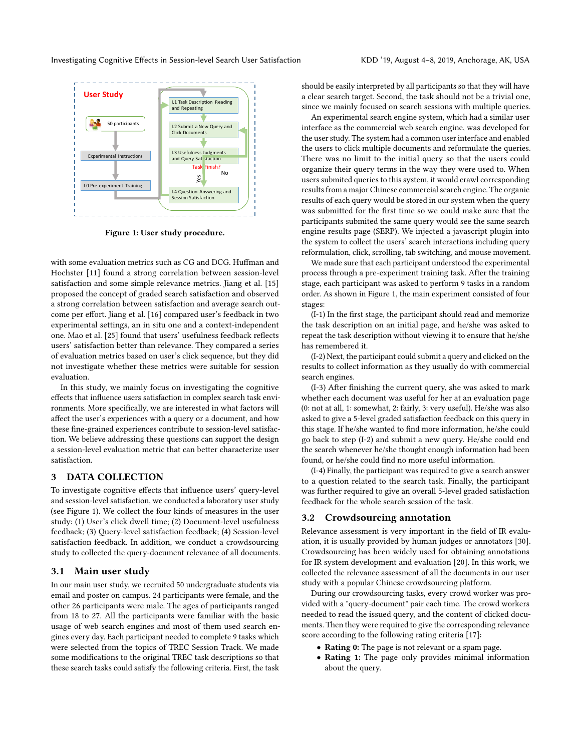Figure 1: User study procedure.

with some evaluation metrics such as CG and DCG. Huffman and Hochster [11] found a strong correlation between session-level satisfaction and some simple relevance metrics. Jiang et al. [15] proposed the concept of graded search satisfaction and observed a strong correlation between satisfaction and average search outcome per effort. Jiang et al. [16] compared user's feedback in two experimental settings, an in situ one and a context-independent one. Mao et al. [25] found that users' usefulness feedback reflects users' satisfaction better than relevance. They compared a series of evaluation metrics based on user's click sequence, but they did not investigate whether these metrics were suitable for session evaluation.

In this study, we mainly focus on investigating the cognitive effects that influence users satisfaction in complex search task environments. More specifically, we are interested in what factors will affect the user's experiences with a query or a document, and how these fine-grained experiences contribute to session-level satisfaction. We believe addressing these questions can support the design a session-level evaluation metric that can better characterize user satisfaction.

## 3 DATA COLLECTION

To investigate cognitive effects that influence users' query-level and session-level satisfaction, we conducted a laboratory user study (see Figure 1). We collect the four kinds of measures in the user study: (1) User's click dwell time; (2) Document-level usefulness feedback; (3) Query-level satisfaction feedback; (4) Session-level satisfaction feedback. In addition, we conduct a crowdsourcing study to collected the query-document relevance of all documents.

### 3.1 Main user study

In our main user study, we recruited 50 undergraduate students via email and poster on campus. 24 participants were female, and the other 26 participants were male. The ages of participants ranged from 18 to 27. All the participants were familiar with the basic usage of web search engines and most of them used search engines every day. Each participant needed to complete 9 tasks which were selected from the topics of TREC Session Track. We made some modifications to the original TREC task descriptions so that these search tasks could satisfy the following criteria. First, the task should be easily interpreted by all participants so that they will have a clear search target. Second, the task should not be a trivial one, since we mainly focused on search sessions with multiple queries.

An experimental search engine system, which had a similar user interface as the commercial web search engine, was developed for the user study. The system had a common user interface and enabled the users to click multiple documents and reformulate the queries. There was no limit to the initial query so that the users could organize their query terms in the way they were used to. When users submited queries to this system, it would crawl corresponding results from a major Chinese commercial search engine. The organic results of each query would be stored in our system when the query was submitted for the first time so we could make sure that the participants submitted the same query would see the same search engine results page (SERP). We injected a javascript plugin into the system to collect the users' search interactions including query reformulation, click, scrolling, tab switching, and mouse movement.

We made sure that each participant understood the experimental process through a pre-experiment training task. After the training stage, each participant was asked to perform 9 tasks in a random order. As shown in Figure 1, the main experiment consisted of four stages:

(I-1) In the first stage, the participant should read and memorize the task description on an initial page, and he/she was asked to repeat the task description without viewing it to ensure that he/she has remembered it.

(I-2) Next, the participant could submit a query and clicked on the results to collect information as they usually do with commercial search engines.

(I-3) After finishing the current query, she was asked to mark whether each document was useful for her at an evaluation page (0: not at all, 1: somewhat, 2: fairly, 3: very useful). He/she was also asked to give a 5-level graded satisfaction feedback on this query in this stage. If he/she wanted to find more information, he/she could go back to step (I-2) and submit a new query. He/she could end the search whenever he/she thought enough information had been found, or he/she could find no more useful information.

(I-4) Finally, the participant was required to give a search answer to a question related to the search task. Finally, the participant was further required to give an overall 5-level graded satisfaction feedback for the whole search session of the task.

### 3.2 Crowdsourcing annotation

Relevance assessment is very important in the field of IR evaluation, it is usually provided by human judges or annotators [30]. Crowdsourcing has been widely used for obtaining annotations for IR system development and evaluation [20]. In this work, we collected the relevance assessment of all the documents in our user study with a popular Chinese crowdsourcing platform.

During our crowdsourcing tasks, every crowd worker was provided with a "query-document" pair each time. The crowd workers needed to read the issued query, and the content of clicked documents. Then they were required to give the corresponding relevance score according to the following rating criteria [17]:

- **Rating 0:** The page is not relevant or a spam page.
- **Rating 1:** The page only provides minimal information about the query.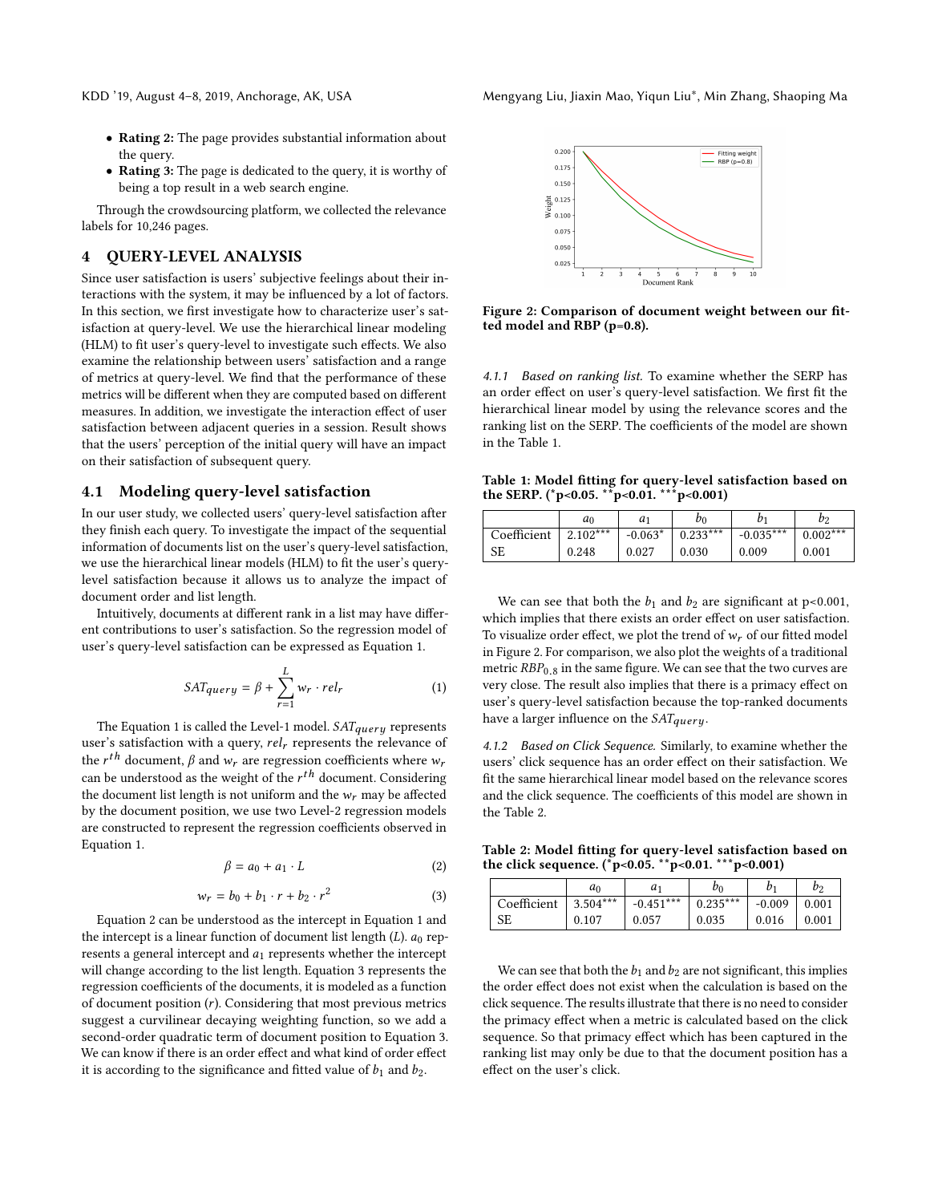- **Rating 2:** The page provides substantial information about the query.
- **Rating 3:** The page is dedicated to the query, it is worthy of being a top result in a web search engine.

Through the crowdsourcing platform, we collected the relevance labels for 10,246 pages.

## 4 QUERY-LEVEL ANALYSIS

Since user satisfaction is users' subjective feelings about their interactions with the system, it may be influenced by a lot of factors. In this section, we first investigate how to characterize user's satisfaction at query-level. We use the hierarchical linear modeling (HLM) to fit user's query-level to investigate such effects. We also examine the relationship between users' satisfaction and a range of metrics at query-level. We find that the performance of these metrics will be different when they are computed based on different measures. In addition, we investigate the interaction effect of user satisfaction between adjacent queries in a session. Result shows that the users' perception of the initial query will have an impact on their satisfaction of subsequent query.

### 4.1 Modeling query-level satisfaction

In our user study, we collected users' query-level satisfaction after they finish each query. To investigate the impact of the sequential information of documents list on the user's query-level satisfaction, we use the hierarchical linear models (HLM) to fit the user's query-level satisfaction because it allows us to analyze the impact of document order and list length.

Intuitively, documents at different rank in a list may have different contributions to user's satisfaction. So the regression model of user's query-level satisfaction can be expressed as Equation 1.

$$SAT_{query} = \beta + \sum_{r=1}^{L} w_r \cdot rel_r \tag{1}$$

The Equation 1 is called the Level-1 model. $SAT_{query}$ represents user's satisfaction with a query, $rel_r$ represents the relevance of the $r^{th}$ document, $\beta$ and $w_r$ are regression coefficients where $w_r$ can be understood as the weight of the $r^{th}$ document. Considering the document list length is not uniform and the $w_r$ may be affected by the document position, we use two Level-2 regression models are constructed to represent the regression coefficients observed in Equation 1.

$$\beta = a_0 + a_1 \cdot L \tag{2}$$

$$w_r = b_0 + b_1 \cdot r + b_2 \cdot r^2 \tag{3}$$

Equation 2 can be understood as the intercept in Equation 1 and the intercept is a linear function of document list length ($L$). $a_0$ represents a general intercept and $a_1$ represents whether the intercept will change according to the list length. Equation 3 represents the regression coefficients of the documents, it is modeled as a function of document position ($r$). Considering that most previous metrics suggest a curvilinear decaying weighting function, so we add a second-order quadratic term of document position to Equation 3. We can know if there is an order effect and what kind of order effect it is according to the significance and fitted value of $b_1$ and $b_2$.

**Figure 2: Comparison of document weight between our fitted model and RBP (p=0.8).**

#### 4.1.1 *Based on ranking list.*

To examine whether the SERP has an order effect on user's query-level satisfaction. We first fit the hierarchical linear model by using the relevance scores and the ranking list on the SERP. The coefficients of the model are shown in the Table 1.

**Table 1: Model fitting for query-level satisfaction based on the SERP. ($^{*}$p<0.05. $^{**}$p<0.01. $^{***}$p<0.001)**

| | $a_0$ | $a_1$ | $b_0$ | $b_1$ | $b_2$ |
|---|---|---|---|---|---|
| Coefficient | 2.102*** | -0.063* | 0.233*** | -0.035*** | 0.002*** |
| SE | 0.248 | 0.027 | 0.030 | 0.009 | 0.001 |

We can see that both the $b_1$ and $b_2$ are significant at p<0.001, which implies that there exists an order effect on user satisfaction. To visualize order effect, we plot the trend of $w_r$ of our fitted model in Figure 2. For comparison, we also plot the weights of a traditional metric $RBP_{0.8}$ in the same figure. We can see that the two curves are very close. The result also implies that there is a primacy effect on user's query-level satisfaction because the top-ranked documents have a larger influence on the $SAT_{query}$.

#### 4.1.2 *Based on Click Sequence.*

Similarly, to examine whether the users' click sequence has an order effect on their satisfaction. We fit the same hierarchical linear model based on the relevance scores and the click sequence. The coefficients of this model are shown in the Table 2.

**Table 2: Model fitting for query-level satisfaction based on the click sequence. ($^{*}$p<0.05. $^{**}$p<0.01. $^{***}$p<0.001)**

| | $a_0$ | $a_1$ | $b_0$ | $b_1$ | $b_2$ |
|---|---|---|---|---|---|
| Coefficient | 3.504*** | -0.451*** | 0.235*** | -0.009 | 0.001 |
| SE | 0.107 | 0.057 | 0.035 | 0.016 | 0.001 |

We can see that both the $b_1$ and $b_2$ are not significant, this implies the order effect does not exist when the calculation is based on the click sequence. The results illustrate that there is no need to consider the primacy effect when a metric is calculated based on the click sequence. So that primacy effect which has been captured in the ranking list may only be due to that the document position has a effect on the user's click.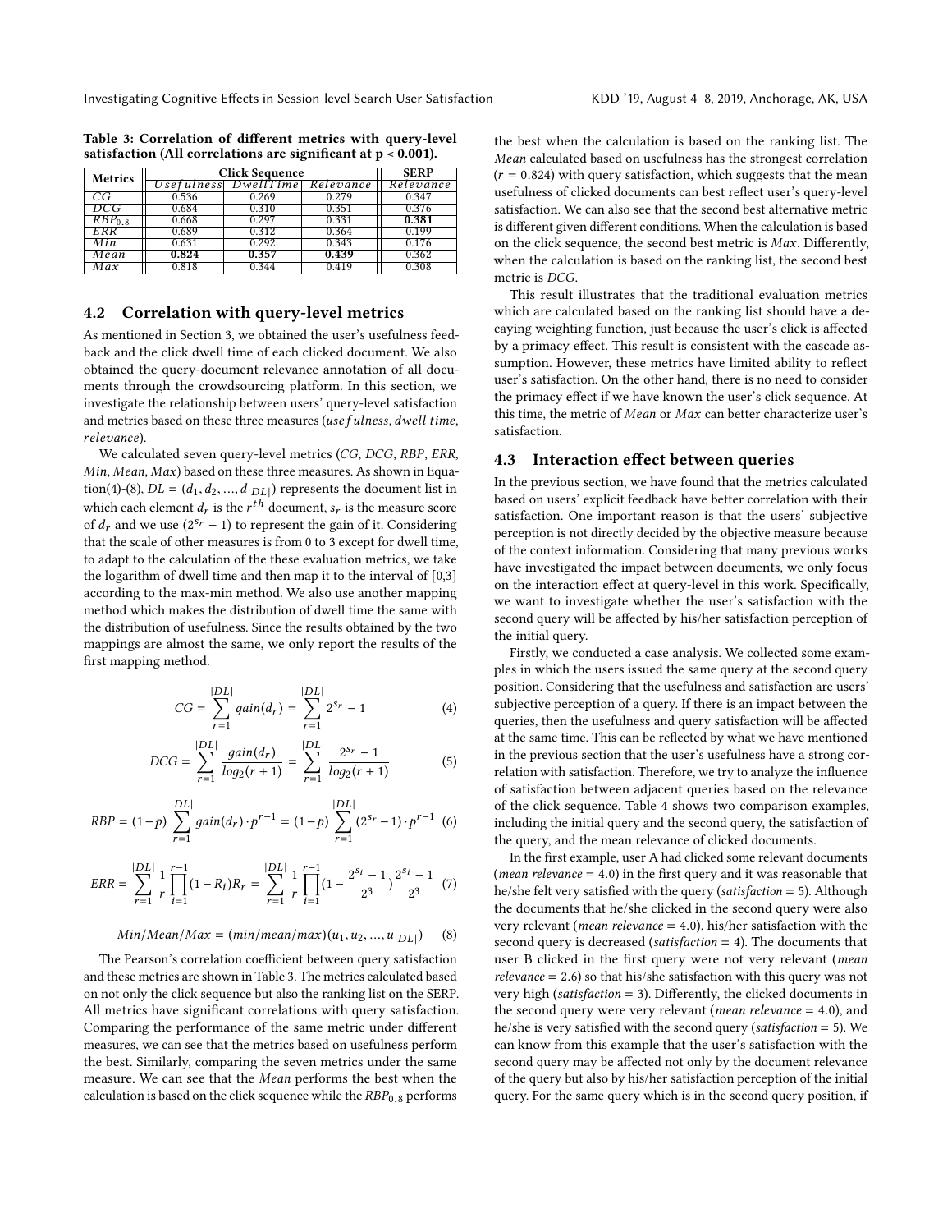Table 3: Correlation of different metrics with query-level satisfaction (All correlations are significant at p < 0.001).

| Metrics | Click Sequence | | | SERP |
|---|---|---|---|---|
| | *Usefulness* | *DwellTime* | *Relevance* | *Relevance* |
| *CG* | 0.536 | 0.269 | 0.279 | 0.347 |
| *DCG* | 0.684 | 0.310 | 0.351 | 0.376 |
| $RBP_{0.8}$ | 0.668 | 0.297 | 0.331 | **0.381** |
| *ERR* | 0.689 | 0.312 | 0.364 | 0.199 |
| *Min* | 0.631 | 0.292 | 0.343 | 0.176 |
| *Mean* | **0.824** | **0.357** | **0.439** | 0.362 |
| *Max* | 0.818 | 0.344 | 0.419 | 0.308 |

## 4.2 Correlation with query-level metrics

As mentioned in Section 3, we obtained the user's usefulness feedback and the click dwell time of each clicked document. We also obtained the query-document relevance annotation of all documents through the crowdsourcing platform. In this section, we investigate the relationship between users' query-level satisfaction and metrics based on these three measures (*usefulness*, *dwell time*, *relevance*).

We calculated seven query-level metrics (*CG*, *DCG*, *RBP*, *ERR*, *Min*, *Mean*, *Max*) based on these three measures. As shown in Equation(4)-(8), $DL = (d_1, d_2, ..., d_{|DL|})$ represents the document list in which each element $d_r$ is the $r^{th}$ document, $s_r$ is the measure score of $d_r$ and we use $(2^{s_r} - 1)$ to represent the gain of it. Considering that the scale of other measures is from 0 to 3 except for dwell time, to adapt to the calculation of the these evaluation metrics, we take the logarithm of dwell time and then map it to the interval of [0,3] according to the max-min method. We also use another mapping method which makes the distribution of dwell time the same with the distribution of usefulness. Since the results obtained by the two mappings are almost the same, we only report the results of the first mapping method.

$$CG = \sum_{r=1}^{|DL|} gain(d_r) = \sum_{r=1}^{|DL|} 2^{s_r} - 1 \tag{4}$$

$$DCG = \sum_{r=1}^{|DL|} \frac{gain(d_r)}{log_2(r+1)} = \sum_{r=1}^{|DL|} \frac{2^{s_r} - 1}{log_2(r+1)} \tag{5}$$

$$RBP = (1-p) \sum_{r=1}^{|DL|} gain(d_r) \cdot p^{r-1} = (1-p) \sum_{r=1}^{|DL|} (2^{s_r} - 1) \cdot p^{r-1} \tag{6}$$

$$ERR = \sum_{r=1}^{|DL|} \frac{1}{r} \prod_{i=1}^{r-1} (1 - R_i) R_r = \sum_{r=1}^{|DL|} \frac{1}{r} \prod_{i=1}^{r-1} (1 - \frac{2^{s_i} - 1}{2^3}) \frac{2^{s_i} - 1}{2^3} \tag{7}$$

$$Min/Mean/Max = (min/mean/max)(u_1, u_2, ..., u_{|DL|}) \tag{8}$$

The Pearson's correlation coefficient between query satisfaction and these metrics are shown in Table 3. The metrics calculated based on not only the click sequence but also the ranking list on the SERP. All metrics have significant correlations with query satisfaction. Comparing the performance of the same metric under different measures, we can see that the metrics based on usefulness perform the best. Similarly, comparing the seven metrics under the same measure. We can see that the *Mean* performs the best when the calculation is based on the click sequence while the $RBP_{0.8}$ performs the best when the calculation is based on the ranking list. The *Mean* calculated based on usefulness has the strongest correlation ($r = 0.824$) with query satisfaction, which suggests that the mean usefulness of clicked documents can best reflect user's query-level satisfaction. We can also see that the second best alternative metric is different given different conditions. When the calculation is based on the click sequence, the second best metric is *Max*. Differently, when the calculation is based on the ranking list, the second best metric is *DCG*.

This result illustrates that the traditional evaluation metrics which are calculated based on the ranking list should have a decaying weighting function, just because the user's click is affected by a primacy effect. This result is consistent with the cascade assumption. However, these metrics have limited ability to reflect user's satisfaction. On the other hand, there is no need to consider the primacy effect if we have known the user's click sequence. At this time, the metric of *Mean* or *Max* can better characterize user's satisfaction.

## 4.3 Interaction effect between queries

In the previous section, we have found that the metrics calculated based on users' explicit feedback have better correlation with their satisfaction. One important reason is that the users' subjective perception is not directly decided by the objective measure because of the context information. Considering that many previous works have investigated the impact between documents, we only focus on the interaction effect at query-level in this work. Specifically, we want to investigate whether the user's satisfaction with the second query will be affected by his/her satisfaction perception of the initial query.

Firstly, we conducted a case analysis. We collected some examples in which the users issued the same query at the second query position. Considering that the usefulness and satisfaction are users' subjective perception of a query. If there is an impact between the queries, then the usefulness and query satisfaction will be affected at the same time. This can be reflected by what we have mentioned in the previous section that the user's usefulness have a strong correlation with satisfaction. Therefore, we try to analyze the influence of satisfaction between adjacent queries based on the relevance of the click sequence. Table 4 shows two comparison examples, including the initial query and the second query, the satisfaction of the query, and the mean relevance of clicked documents.

In the first example, user A had clicked some relevant documents (*mean relevance* = 4.0) in the first query and it was reasonable that he/she felt very satisfied with the query (*satisfaction* = 5). Although the documents that he/she clicked in the second query were also very relevant (*mean relevance* = 4.0), his/her satisfaction with the second query is decreased (*satisfaction* = 4). The documents that user B clicked in the first query were not very relevant (*mean relevance* = 2.6) so that his/she satisfaction with this query was not very high (*satisfaction* = 3). Differently, the clicked documents in the second query were very relevant (*mean relevance* = 4.0), and he/she is very satisfied with the second query (*satisfaction* = 5). We can know from this example that the user's satisfaction with the second query may be affected not only by the document relevance of the query but also by his/her satisfaction perception of the initial query. For the same query which is in the second query position, if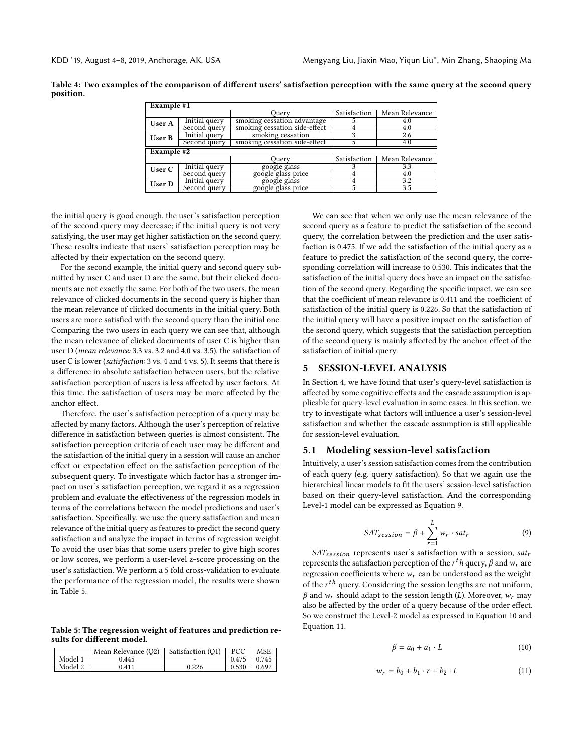**Table 4: Two examples of the comparison of different users' satisfaction perception with the same query at the second query position.**

| **Example #1** | | | | |
|---|---|---|---|---|
| | | Query | Satisfaction | Mean Relevance |
| **User A** | Initial query | smoking cessation advantage | 5 | 4.0 |
| | Second query | smoking cessation side-effect | 4 | 4.0 |
| **User B** | Initial query | smoking cessation | 3 | 2.6 |
| | Second query | smoking cessation side-effect | 5 | 4.0 |
| **Example #2** | | | | |
| | | Query | Satisfaction | Mean Relevance |
| **User C** | Initial query | google glass | 3 | 3.3 |
| | Second query | google glass price | 4 | 4.0 |
| **User D** | Initial query | google glass | 4 | 3.2 |
| | Second query | google glass price | 5 | 3.5 |

the initial query is good enough, the user's satisfaction perception of the second query may decrease; if the initial query is not very satisfying, the user may get higher satisfaction on the second query. These results indicate that users' satisfaction perception may be affected by their expectation on the second query.

For the second example, the initial query and second query submitted by user C and user D are the same, but their clicked documents are not exactly the same. For both of the two users, the mean relevance of clicked documents in the second query is higher than the mean relevance of clicked documents in the initial query. Both users are more satisfied with the second query than the initial one. Comparing the two users in each query we can see that, although the mean relevance of clicked documents of user C is higher than user D (*mean relevance:* 3.3 vs. 3.2 and 4.0 vs. 3.5), the satisfaction of user C is lower (*satisfaction:* 3 vs. 4 and 4 vs. 5). It seems that there is a difference in absolute satisfaction between users, but the relative satisfaction perception of users is less affected by user factors. At this time, the satisfaction of users may be more affected by the anchor effect.

Therefore, the user's satisfaction perception of a query may be affected by many factors. Although the user's perception of relative difference in satisfaction between queries is almost consistent. The satisfaction perception criteria of each user may be different and the satisfaction of the initial query in a session will cause an anchor effect or expectation effect on the satisfaction perception of the subsequent query. To investigate which factor has a stronger impact on user's satisfaction perception, we regard it as a regression problem and evaluate the effectiveness of the regression models in terms of the correlations between the model predictions and user's satisfaction. Specifically, we use the query satisfaction and mean relevance of the initial query as features to predict the second query satisfaction and analyze the impact in terms of regression weight. To avoid the user bias that some users prefer to give high scores or low scores, we perform a user-level z-score processing on the user's satisfaction. We perform a 5 fold cross-validation to evaluate the performance of the regression model, the results were shown in Table 5.

**Table 5: The regression weight of features and prediction results for different model.**

| | Mean Relevance (Q2) | Satisfaction (Q1) | PCC | MSE |
|---|---|---|---|---|
| Model 1 | 0.445 | - | 0.475 | 0.745 |
| Model 2 | 0.411 | 0.226 | 0.530 | 0.692 |

We can see that when we only use the mean relevance of the second query as a feature to predict the satisfaction of the second query, the correlation between the prediction and the user satisfaction is 0.475. If we add the satisfaction of the initial query as a feature to predict the satisfaction of the second query, the corresponding correlation will increase to 0.530. This indicates that the satisfaction of the initial query does have an impact on the satisfaction of the second query. Regarding the specific impact, we can see that the coefficient of mean relevance is 0.411 and the coefficient of satisfaction of the initial query is 0.226. So that the satisfaction of the initial query will have a positive impact on the satisfaction of the second query, which suggests that the satisfaction perception of the second query is mainly affected by the anchor effect of the satisfaction of initial query.

## 5 SESSION-LEVEL ANALYSIS

In Section 4, we have found that user's query-level satisfaction is affected by some cognitive effects and the cascade assumption is applicable for query-level evaluation in some cases. In this section, we try to investigate what factors will influence a user's session-level satisfaction and whether the cascade assumption is still applicable for session-level evaluation.

### 5.1 Modeling session-level satisfaction

Intuitively, a user's session satisfaction comes from the contribution of each query (e.g. query satisfaction). So that we again use the hierarchical linear models to fit the users' session-level satisfaction based on their query-level satisfaction. And the corresponding Level-1 model can be expressed as Equation 9.

$$SAT_{session} = \beta + \sum_{r=1}^{L} w_r \cdot sat_r \tag{9}$$

$SAT_{session}$ represents user's satisfaction with a session, $sat_r$ represents the satisfaction perception of the $r^th$ query, $\beta$ and $w_r$ are regression coefficients where $w_r$ can be understood as the weight of the $r^{th}$ query. Considering the session lengths are not uniform, $\beta$ and $w_r$ should adapt to the session length ($L$). Moreover, $w_r$ may also be affected by the order of a query because of the order effect. So we construct the Level-2 model as expressed in Equation 10 and Equation 11.

$$\beta = a_0 + a_1 \cdot L \tag{10}$$

$$w_r = b_0 + b_1 \cdot r + b_2 \cdot L \tag{11}$$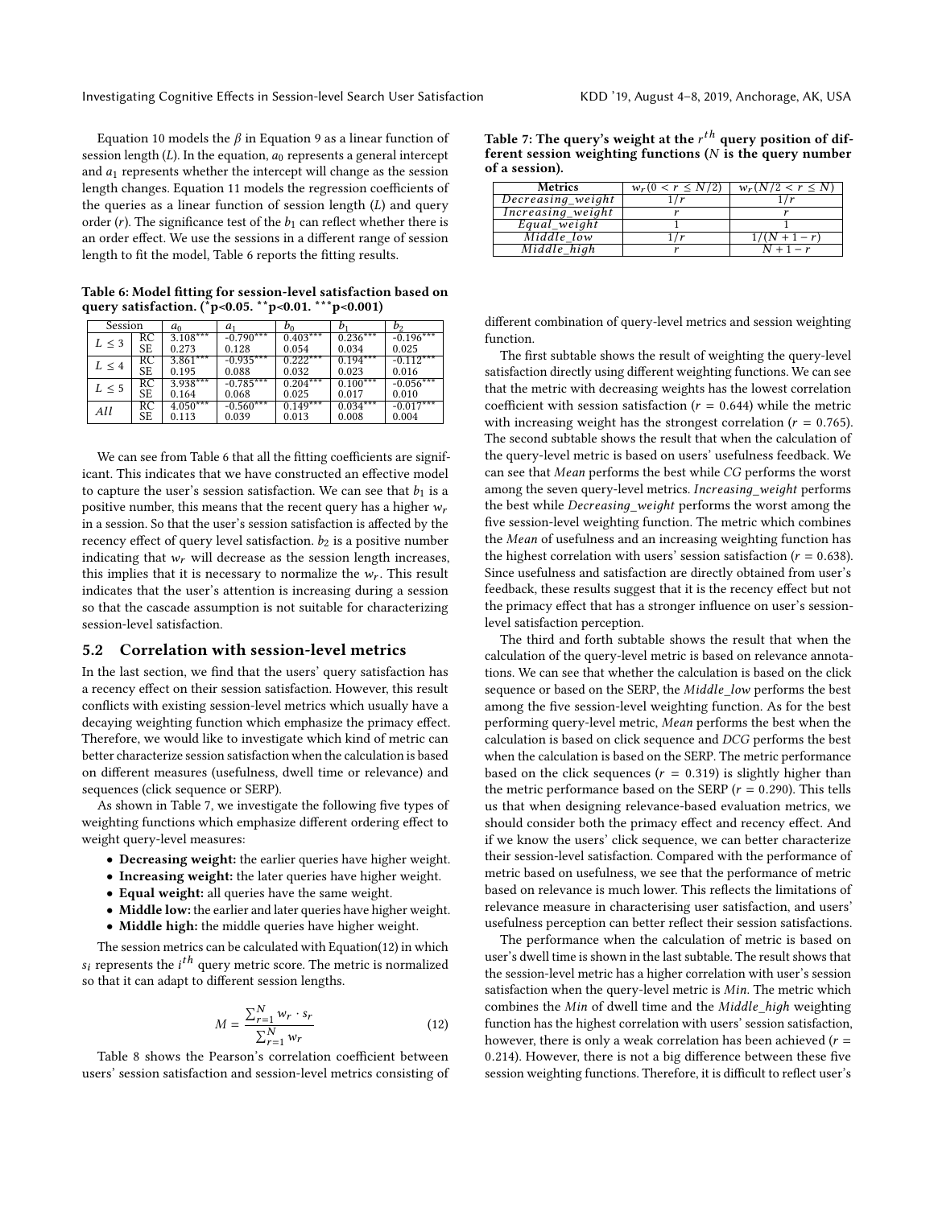Equation 10 models the $\beta$ in Equation 9 as a linear function of session length ($L$). In the equation, $a_0$ represents a general intercept and $a_1$ represents whether the intercept will change as the session length changes. Equation 11 models the regression coefficients of the queries as a linear function of session length ($L$) and query order ($r$). The significance test of the $b_1$ can reflect whether there is an order effect. We use the sessions in a different range of session length to fit the model, Table 6 reports the fitting results.

**Table 6: Model fitting for session-level satisfaction based on query satisfaction. ($^{*}$p<0.05. $^{**}$p<0.01. $^{***}$p<0.001)**

| Session | | $a_0$ | $a_1$ | $b_0$ | $b_1$ | $b_2$ |
|---|---|---|---|---|---|---|
| $L \leq 3$ | RC | 3.108*** | -0.790*** | 0.403*** | 0.236*** | -0.196*** |
| | SE | 0.273 | 0.128 | 0.054 | 0.034 | 0.025 |
| $L \leq 4$ | RC | 3.861*** | -0.935*** | 0.222*** | 0.194*** | -0.112*** |
| | SE | 0.195 | 0.088 | 0.032 | 0.023 | 0.016 |
| $L \leq 5$ | RC | 3.938*** | -0.785*** | 0.204*** | 0.100*** | -0.056*** |
| | SE | 0.164 | 0.068 | 0.025 | 0.017 | 0.010 |
| $All$ | RC | 4.050*** | -0.560*** | 0.149*** | 0.034*** | -0.017*** |
| | SE | 0.113 | 0.039 | 0.013 | 0.008 | 0.004 |

We can see from Table 6 that all the fitting coefficients are significant. This indicates that we have constructed an effective model to capture the user's session satisfaction. We can see that $b_1$ is a positive number, this means that the recent query has a higher $w_r$ in a session. So that the user's session satisfaction is affected by the recency effect of query level satisfaction. $b_2$ is a positive number indicating that $w_r$ will decrease as the session length increases, this implies that it is necessary to normalize the $w_r$. This result indicates that the user's attention is increasing during a session so that the cascade assumption is not suitable for characterizing session-level satisfaction.

## 5.2 Correlation with session-level metrics

In the last section, we find that the users' query satisfaction has a recency effect on their session satisfaction. However, this result conflicts with existing session-level metrics which usually have a decaying weighting function which emphasize the primacy effect. Therefore, we would like to investigate which kind of metric can better characterize session satisfaction when the calculation is based on different measures (usefulness, dwell time or relevance) and sequences (click sequence or SERP).

As shown in Table 7, we investigate the following five types of weighting functions which emphasize different ordering effect to weight query-level measures:

- **Decreasing weight:** the earlier queries have higher weight.
- **Increasing weight:** the later queries have higher weight.
- **Equal weight:** all queries have the same weight.
- **Middle low:** the earlier and later queries have higher weight.
- **Middle high:** the middle queries have higher weight.

The session metrics can be calculated with Equation(12) in which $s_i$ represents the $i^{th}$ query metric score. The metric is normalized so that it can adapt to different session lengths.

$$M = \frac{\sum_{r=1}^{N} w_r \cdot s_r}{\sum_{r=1}^{N} w_r} \tag{12}$$

Table 8 shows the Pearson's correlation coefficient between users' session satisfaction and session-level metrics consisting of different combination of query-level metrics and session weighting function.

**Table 7: The query's weight at the $r^{th}$ query position of different session weighting functions ($N$ is the query number of a session).**

| Metrics | $w_r(0 < r \leq N/2)$ | $w_r(N/2 < r \leq N)$ |
|---|---|---|
| $Decreasing\_weight$ | $1/r$ | $1/r$ |
| $Increasing\_weight$ | $r$ | $r$ |
| $Equal\_weight$ | 1 | 1 |
| $Middle\_low$ | $1/r$ | $1/(N+1-r)$ |
| $Middle\_high$ | $r$ | $N+1-r$ |

The first subtable shows the result of weighting the query-level satisfaction directly using different weighting functions. We can see that the metric with decreasing weights has the lowest correlation coefficient with session satisfaction ($r = 0.644$) while the metric with increasing weight has the strongest correlation ($r = 0.765$). The second subtable shows the result that when the calculation of the query-level metric is based on users' usefulness feedback. We can see that *Mean* performs the best while *CG* performs the worst among the seven query-level metrics. *Increasing_weight* performs the best while *Decreasing_weight* performs the worst among the five session-level weighting functions. The metric which combines the *Mean* of usefulness and an increasing weighting function has the highest correlation with users' session satisfaction ($r = 0.638$). Since usefulness and satisfaction are directly obtained from user's feedback, these results suggest that it is the recency effect but not the primacy effect that has a stronger influence on user's session-level satisfaction perception.

The third and forth subtable shows the result that when the calculation of the query-level metric is based on relevance annotations. We can see that whether the calculation is based on the click sequence or based on the SERP, the *Middle_low* performs the best among the five session-level weighting function. As for the best performing query-level metric, *Mean* performs the best when the calculation is based on click sequence and *DCG* performs the best when the calculation is based on the SERP. The metric performance based on the click sequences ($r = 0.319$) is slightly higher than the metric performance based on the SERP ($r = 0.290$). This tells us that when designing relevance-based evaluation metrics, we should consider both the primacy effect and recency effect. And if we know the users' click sequence, we can better characterize their session-level satisfaction. Compared with the performance of metric based on usefulness, we see that the performance of metric based on relevance is much lower. This reflects the limitations of relevance measure in characterising user satisfaction, and users' usefulness perception can better reflect their session satisfactions.

The performance when the calculation of metric is based on user's dwell time is shown in the last subtable. The result shows that the session-level metric has a higher correlation with user's session satisfaction when the query-level metric is *Min*. The metric which combines the *Min* of dwell time and the *Middle_high* weighting function has the highest correlation with users' session satisfaction, however, there is only a weak correlation has been achieved ($r = 0.214$). However, there is not a big difference between these five session weighting functions. Therefore, it is difficult to reflect user's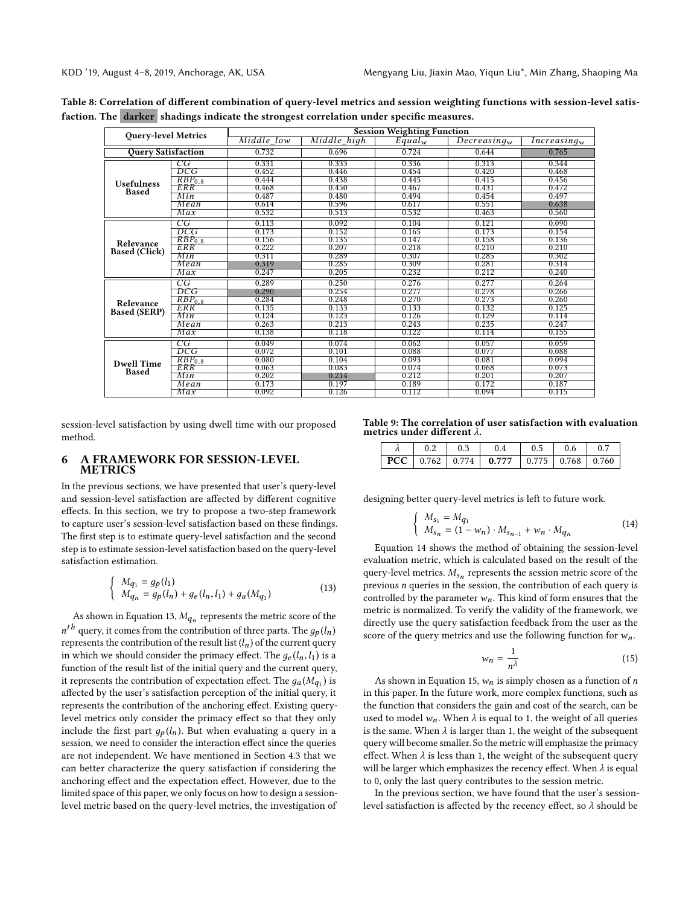**Table 8: Correlation of different combination of query-level metrics and session weighting functions with session-level satisfaction. The darker shadings indicate the strongest correlation under specific measures.**

| Query-level Metrics | | Session Weighting Function | | | | |
|---|---|---|---|---|---|---|
| | | $Middle\_low$ | $Middle\_high$ | $Equal_w$ | $Decreasing_w$ | $Increasing_w$ |
| Query Satisfaction | | 0.732 | 0.696 | 0.724 | 0.644 | **0.765** |
| Usefulness Based | $CG$ | 0.331 | 0.333 | 0.336 | 0.313 | 0.344 |
| | $DCG$ | 0.452 | 0.446 | 0.454 | 0.420 | 0.468 |
| | $RBP_{0.8}$ | 0.444 | 0.438 | 0.445 | 0.415 | 0.456 |
| | $ERR$ | 0.468 | 0.450 | 0.467 | 0.431 | 0.472 |
| | $Min$ | 0.487 | 0.480 | 0.494 | 0.454 | 0.497 |
| | $Mean$ | 0.614 | 0.596 | 0.617 | 0.551 | **0.638** |
| | $Max$ | 0.532 | 0.513 | 0.532 | 0.463 | 0.560 |
| Relevance Based (Click) | $CG$ | 0.113 | 0.092 | 0.104 | 0.121 | 0.090 |
| | $DCG$ | 0.173 | 0.152 | 0.165 | 0.173 | 0.154 |
| | $RBP_{0.8}$ | 0.156 | 0.135 | 0.147 | 0.158 | 0.136 |
| | $ERR$ | 0.222 | 0.207 | 0.218 | 0.210 | 0.210 |
| | $Min$ | 0.311 | 0.289 | 0.307 | 0.285 | 0.302 |
| | $Mean$ | **0.319** | 0.285 | 0.309 | 0.281 | 0.314 |
| | $Max$ | 0.247 | 0.205 | 0.232 | 0.212 | 0.240 |
| Relevance Based (SERP) | $CG$ | 0.289 | 0.250 | 0.276 | 0.277 | 0.264 |
| | $DCG$ | **0.290** | 0.254 | 0.277 | 0.278 | 0.266 |
| | $RBP_{0.8}$ | 0.284 | 0.248 | 0.270 | 0.273 | 0.260 |
| | $ERR$ | 0.135 | 0.133 | 0.133 | 0.132 | 0.125 |
| | $Min$ | 0.124 | 0.123 | 0.126 | 0.129 | 0.114 |
| | $Mean$ | 0.263 | 0.213 | 0.243 | 0.235 | 0.247 |
| | $Max$ | 0.138 | 0.118 | 0.122 | 0.114 | 0.155 |
| Dwell Time Based | $CG$ | 0.049 | 0.074 | 0.062 | 0.057 | 0.059 |
| | $DCG$ | 0.072 | 0.101 | 0.088 | 0.077 | 0.088 |
| | $RBP_{0.8}$ | 0.080 | 0.104 | 0.093 | 0.081 | 0.094 |
| | $ERR$ | 0.063 | 0.083 | 0.074 | 0.068 | 0.073 |
| | $Min$ | 0.202 | **0.214** | 0.212 | 0.201 | 0.207 |
| | $Mean$ | 0.173 | 0.197 | 0.189 | 0.172 | 0.187 |
| | $Max$ | 0.092 | 0.126 | 0.112 | 0.094 | 0.115 |

session-level satisfaction by using dwell time with our proposed method.

## 6 A FRAMEWORK FOR SESSION-LEVEL METRICS

In the previous sections, we have presented that user's query-level and session-level satisfaction are affected by different cognitive effects. In this section, we try to propose a two-step framework to capture user's session-level satisfaction based on these findings. The first step is to estimate query-level satisfaction and the second step is to estimate session-level satisfaction based on the query-level satisfaction estimation.

$$\begin{cases} M_{q_1} = g_p(l_1) \\ M_{q_n} = g_p(l_n) + g_e(l_n, l_1) + g_a(M_{q_1}) \end{cases} \tag{13}$$

As shown in Equation 13, $M_{q_n}$ represents the metric score of the $n^{th}$ query, it comes from the contribution of three parts. The $g_p(l_n)$ represents the contribution of the result list ($l_n$) of the current query in which we should consider the primacy effect. The $g_e(l_n, l_1)$ is a function of the result list of the initial query and the current query, it represents the contribution of expectation effect. The $g_a(M_{q_1})$ is affected by the user's satisfaction perception of the initial query, it represents the contribution of the anchoring effect. Existing query-level metrics only consider the primacy effect so that they only include the first part $g_p(l_n)$. But when evaluating a query in a session, we need to consider the interaction effect since the queries are not independent. We have mentioned in Section 4.3 that we can better characterize the query satisfaction if considering the anchoring effect and the expectation effect. However, due to the limited space of this paper, we only focus on how to design a session-level metric based on the query-level metrics, the investigation of designing better query-level metrics is left to future work.

**Table 9: The correlation of user satisfaction with evaluation metrics under different $\lambda$.**

| $\lambda$ | 0.2 | 0.3 | 0.4 | 0.5 | 0.6 | 0.7 |
|---|---|---|---|---|---|---|
| **PCC** | 0.762 | 0.774 | **0.777** | 0.775 | 0.768 | 0.760 |

$$\begin{cases} M_{s_1} = M_{q_1} \\ M_{s_n} = (1 - w_n) \cdot M_{s_{n-1}} + w_n \cdot M_{q_n} \end{cases} \tag{14}$$

Equation 14 shows the method of obtaining the session-level evaluation metric, which is calculated based on the result of the query-level metrics. $M_{s_n}$ represents the session metric score of the previous $n$ queries in the session, the contribution of each query is controlled by the parameter $w_n$. This kind of form ensures that the metric is normalized. To verify the validity of the framework, we directly use the query satisfaction feedback from the user as the score of the query metrics and use the following function for $w_n$.

$$w_n = \frac{1}{n^{\lambda}} \tag{15}$$

As shown in Equation 15, $w_n$ is simply chosen as a function of $n$ in this paper. In the future work, more complex functions, such as the function that considers the gain and cost of the search, can be used to model $w_n$. When $\lambda$ is equal to 1, the weight of all queries is the same. When $\lambda$ is larger than 1, the weight of the subsequent query will become smaller. So the metric will emphasize the primacy effect. When $\lambda$ is less than 1, the weight of the subsequent query will be larger which emphasizes the recency effect. When $\lambda$ is equal to 0, only the last query contributes to the session metric.

In the previous section, we have found that the user's session-level satisfaction is affected by the recency effect, so $\lambda$ should be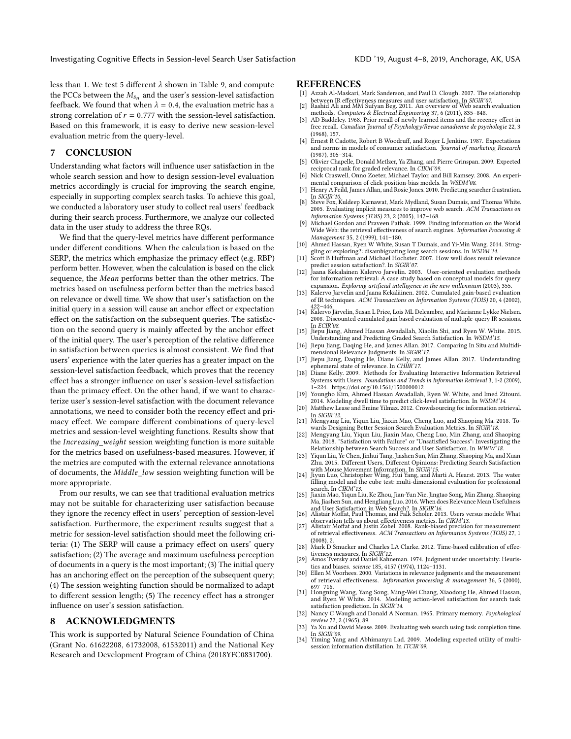less than 1. We test 5 different $\lambda$ shown in Table 9, and compute the PCCs between the $M_{s_n}$ and the user's session-level satisfaction feefback. We found that when $\lambda = 0.4$, the evaluation metric has a strong correlation of $r = 0.777$ with the session-level satisfaction. Based on this framework, it is easy to derive new session-level evaluation metric from the query-level.

## 7 CONCLUSION

Understanding what factors will influence user satisfaction in the whole search session and how to design session-level evaluation metrics accordingly is crucial for improving the search engine, especially in supporting complex search tasks. To achieve this goal, we conducted a laboratory user study to collect real users' feedback during their search process. Furthermore, we analyze our collected data in the user study to address the three RQs.

We find that the query-level metrics have different performance under different conditions. When the calculation is based on the SERP, the metrics which emphasize the primacy effect (e.g. RBP) perform better. However, when the calculation is based on the click sequence, the *Mean* performs better than the other metrics. The metrics based on usefulness perform better than the metrics based on relevance or dwell time. We show that user's satisfaction on the initial query in a session will cause an anchor effect or expectation effect on the satisfaction on the subsequent queries. The satisfaction on the second query is mainly affected by the anchor effect of the initial query. The user's perception of the relative difference in satisfaction between queries is almost consistent. We find that users' experience with the later queries has a greater impact on the session-level satisfaction feedback, which proves that the recency effect has a stronger influence on user's session-level satisfaction than the primacy effect. On the other hand, if we want to characterize user's session-level satisfaction with the document relevance annotations, we need to consider both the recency effect and primacy effect. We compare different combinations of query-level metrics and session-level weighting functions. Results show that the *Increasing_weight* session weighting function is more suitable for the metrics based on usefulness-based measures. However, if the metrics are computed with the external relevance annotations of documents, the *Middle_low* session weighting function will be more appropriate.

From our results, we can see that traditional evaluation metrics may not be suitable for characterizing user satisfaction because they ignore the recency effect in users' perception of session-level satisfaction. Furthermore, the experiment results suggest that a metric for session-level satisfaction should meet the following criteria: (1) The SERP will cause a primacy effect on users' query satisfaction; (2) The average and maximum usefulness perception of documents in a query is the most important; (3) The initial query has an anchoring effect on the perception of the subsequent query; (4) The session weighting function should be normalized to adapt to different session length; (5) The recency effect has a stronger influence on user's session satisfaction.

## 8 ACKNOWLEDGMENTS

This work is supported by Natural Science Foundation of China (Grant No. 61622208, 61732008, 61532011) and the National Key Research and Development Program of China (2018YFC0831700).

## REFERENCES

[1] Azzah Al-Maskari, Mark Sanderson, and Paul D. Clough. 2007. The relationship between IR effectiveness measures and user satisfaction. In *SIGIR'07*.

[2] Rashid Ali and MM Sufyan Beg. 2011. An overview of Web search evaluation methods. *Computers & Electrical Engineering* 37, 6 (2011), 835–848.

[3] AD Baddeley. 1968. Prior recall of newly learned items and the recency effect in free recall. *Canadian Journal of Psychology/Revue canadienne de psychologie* 22, 3 (1968), 157.

[4] Ernest R Cadotte, Robert B Woodruff, and Roger L Jenkins. 1987. Expectations and norms in models of consumer satisfaction. *Journal of marketing Research* (1987), 305–314.

[5] Olivier Chapelle, Donald Metlzer, Ya Zhang, and Pierre Grinspan. 2009. Expected reciprocal rank for graded relevance. In *CIKM'09*.

[6] Nick Craswell, Onno Zoeter, Michael Taylor, and Bill Ramsey. 2008. An experimental comparison of click position-bias models. In *WSDM'08*.

[7] Henry A Feild, James Allan, and Rosie Jones. 2010. Predicting searcher frustration. In *SIGIR'10*.

[8] Steve Fox, Kuldeep Karnawat, Mark Mydland, Susan Dumais, and Thomas White. 2005. Evaluating implicit measures to improve web search. *ACM Transactions on Information Systems (TOIS)* 23, 2 (2005), 147–168.

[9] Michael Gordon and Praveen Pathak. 1999. Finding information on the World Wide Web: the retrieval effectiveness of search engines. *Information Processing & Management* 35, 2 (1999), 141–180.

[10] Ahmed Hassan, Ryen W White, Susan T Dumais, and Yi-Min Wang. 2014. Struggling or exploring?: disambiguating long search sessions. In *WSDM'14*.

[11] Scott B Huffman and Michael Hochster. 2007. How well does result relevance predict session satisfaction?. In *SIGIR'07*.

[12] Jaana Kekalainen Kalervo Jarvelin. 2003. User-oriented evaluation methods for information retrieval: A case study based on conceptual models for query expansion. *Exploring artificial intelligence in the new millennium* (2003), 355.

[13] Kalervo Järvelin and Jaana Kekäläinen. 2002. Cumulated gain-based evaluation of IR techniques. *ACM Transactions on Information Systems (TOIS)* 20, 4 (2002), 422–446.

[14] Kalervo Järvelin, Susan L Price, Lois ML Delcambre, and Marianne Lykke Nielsen. 2008. Discounted cumulated gain based evaluation of multiple-query IR sessions. In *ECIR'08*.

[15] Jiepu Jiang, Ahmed Hassan Awadallah, Xiaolin Shi, and Ryen W. White. 2015. Understanding and Predicting Graded Search Satisfaction. In *WSDM'15*.

[16] Jiepu Jiang, Daqing He, and James Allan. 2017. Comparing In Situ and Multidimensional Relevance Judgments. In *SIGIR'17*.

[17] Jiepu Jiang, Daqing He, Diane Kelly, and James Allan. 2017. Understanding ephemeral state of relevance. In *CHIIR'17*.

[18] Diane Kelly. 2009. Methods for Evaluating Interactive Information Retrieval Systems with Users. *Foundations and Trends in Information Retrieval* 3, 1-2 (2009), 1–224. https://doi.org/10.1561/1500000012

[19] Youngho Kim, Ahmed Hassan Awadallah, Ryen W. White, and Imed Zitouni. 2014. Modeling dwell time to predict click-level satisfaction. In *WSDM'14*.

[20] Matthew Lease and Emine Yilmaz. 2012. Crowdsourcing for information retrieval. In *SIGIR'12*.

[21] Mengyang Liu, Yiqun Liu, Jiaxin Mao, Cheng Luo, and Shaoping Ma. 2018. Towards Designing Better Session Search Evaluation Metrics. In *SIGIR'18*.

[22] Mengyang Liu, Yiqun Liu, Jiaxin Mao, Cheng Luo, Min Zhang, and Shaoping Ma. 2018. "Satisfaction with Failure" or "Unsatisfied Success": Investigating the Relationship between Search Success and User Satisfaction. In *WWW'18*.

[23] Yiqun Liu, Ye Chen, Jinhui Tang, Jiashen Sun, Min Zhang, Shaoping Ma, and Xuan Zhu. 2015. Different Users, Different Opinions: Predicting Search Satisfaction with Mouse Movement Information. In *SIGIR'15*.

[24] Jiyun Luo, Christopher Wing, Hui Yang, and Marti A. Hearst. 2013. The water filling model and the cube test: multi-dimensional evaluation for professional search. In *CIKM'13*.

[25] Jiaxin Mao, Yiqun Liu, Ke Zhou, Jian-Yun Nie, Jingtao Song, Min Zhang, Shaoping Ma, Jiashen Sun, and Hengliang Luo. 2016. When does Relevance Mean Usefulness and User Satisfaction in Web Search?. In *SIGIR'16*.

[26] Alistair Moffat, Paul Thomas, and Falk Scholer. 2013. Users versus models: What observation tells us about effectiveness metrics. In *CIKM'13*.

[27] Alistair Moffat and Justin Zobel. 2008. Rank-biased precision for measurement of retrieval effectiveness. *ACM Transactions on Information Systems (TOIS)* 27, 1 (2008), 2.

[28] Mark D Smucker and Charles LA Clarke. 2012. Time-based calibration of effectiveness measures. In *SIGIR'12*.

[29] Amos Tversky and Daniel Kahneman. 1974. Judgment under uncertainty: Heuristics and biases. *science* 185, 4157 (1974), 1124–1131.

[30] Ellen M Voorhees. 2000. Variations in relevance judgments and the measurement of retrieval effectiveness. *Information processing & management* 36, 5 (2000), 697–716.

[31] Hongning Wang, Yang Song, Ming-Wei Chang, Xiaodong He, Ahmed Hassan, and Ryen W White. 2014. Modeling action-level satisfaction for search task satisfaction prediction. In *SIGIR'14*.

[32] Nancy C Waugh and Donald A Norman. 1965. Primary memory. *Psychological review* 72, 2 (1965), 89.

[33] Ya Xu and David Mease. 2009. Evaluating web search using task completion time. In *SIGIR'09*.

[34] Yiming Yang and Abhimanyu Lad. 2009. Modeling expected utility of multi-session information distillation. In *ITCIR'09*.